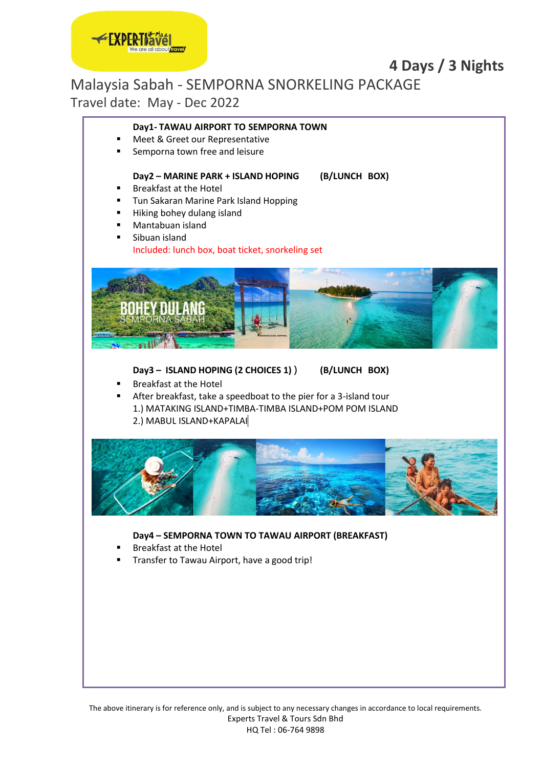# 4 Days / 3 Nights

## Malaysia Sabah - SEMPORNA SNORKELING PACKAGE

Travel date: May - Dec 2022

**Day1- TAWAU AIRPORT TO SEMPORNA TOWN**

- Meet & Greet our Representative
- Semporna town free and leisure

**Day2 – MARINE PARK + ISLAND HOPING (B/LUNCH BOX)**

- Breakfast at the Hotel
- Tun Sakaran Marine Park Island Hopping
- Hiking bohey dulang island
- Mantabuan island
- Sibuan island

Included: lunch box, boat ticket, snorkeling set

**Day3 – ISLAND HOPING (2 CHOICES 1) ) (B/LUNCH BOX)**

- Breakfast at the Hotel
- After breakfast, take a speedboat to the pier for a 3-island tour

1.) MATAKING ISLAND+TIMBA-TIMBA ISLAND+POM POM ISLAND
2.) MABUL ISLAND+KAPALAI

**Day4 – SEMPORNA TOWN TO TAWAU AIRPORT (BREAKFAST)**

- Breakfast at the Hotel
- Transfer to Tawau Airport, have a good trip!

The above itinerary is for reference only, and is subject to any necessary changes in accordance to local requirements.
Experts Travel & Tours Sdn Bhd
HQ Tel : 06-764 9898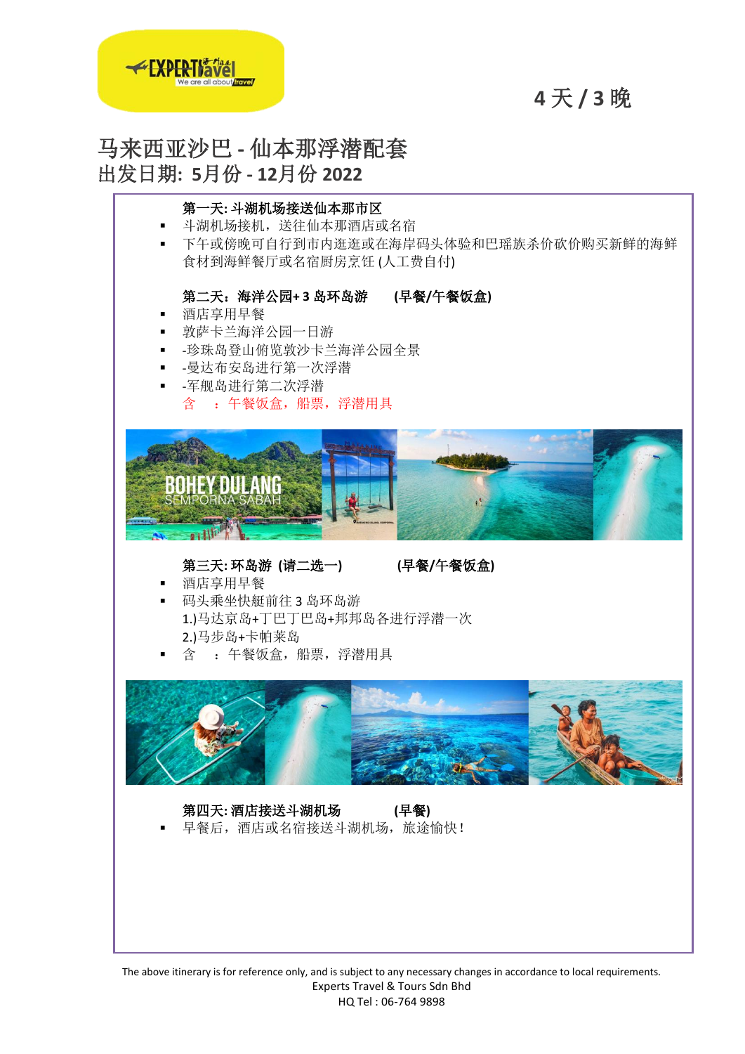**4 天 / 3 晚**

# 马来西亚沙巴 - 仙本那浮潜配套

## 出发日期: 5月份 - 12月份 2022

**第一天: 斗湖机场接送仙本那市区**

- 斗湖机场接机，送往仙本那酒店或名宿
- 下午或傍晚可自行到市内逛逛或在海岸码头体验和巴瑶族杀价砍价购买新鲜的海鲜食材到海鲜餐厅或名宿厨房烹饪 (人工费自付)

**第二天：海洋公园+ 3 岛环岛游　　(早餐/午餐饭盒)**

- 酒店享用早餐
- 敦萨卡兰海洋公园一日游
- -珍珠岛登山俯览敦沙卡兰海洋公园全景
- -曼达布安岛进行第一次浮潜
- -军舰岛进行第二次浮潜

含　：午餐饭盒，船票，浮潜用具

**第三天: 环岛游 (请二选一)　　(早餐/午餐饭盒)**

- 酒店享用早餐
- 码头乘坐快艇前往 3 岛环岛游
  1.)马达京岛+丁巴丁巴岛+邦邦岛各进行浮潜一次
  2.)马步岛+卡帕莱岛
- 含　：午餐饭盒，船票，浮潜用具

**第四天: 酒店接送斗湖机场　　(早餐)**

- 早餐后，酒店或名宿接送斗湖机场，旅途愉快！

The above itinerary is for reference only, and is subject to any necessary changes in accordance to local requirements.
Experts Travel & Tours Sdn Bhd
HQ Tel : 06-764 9898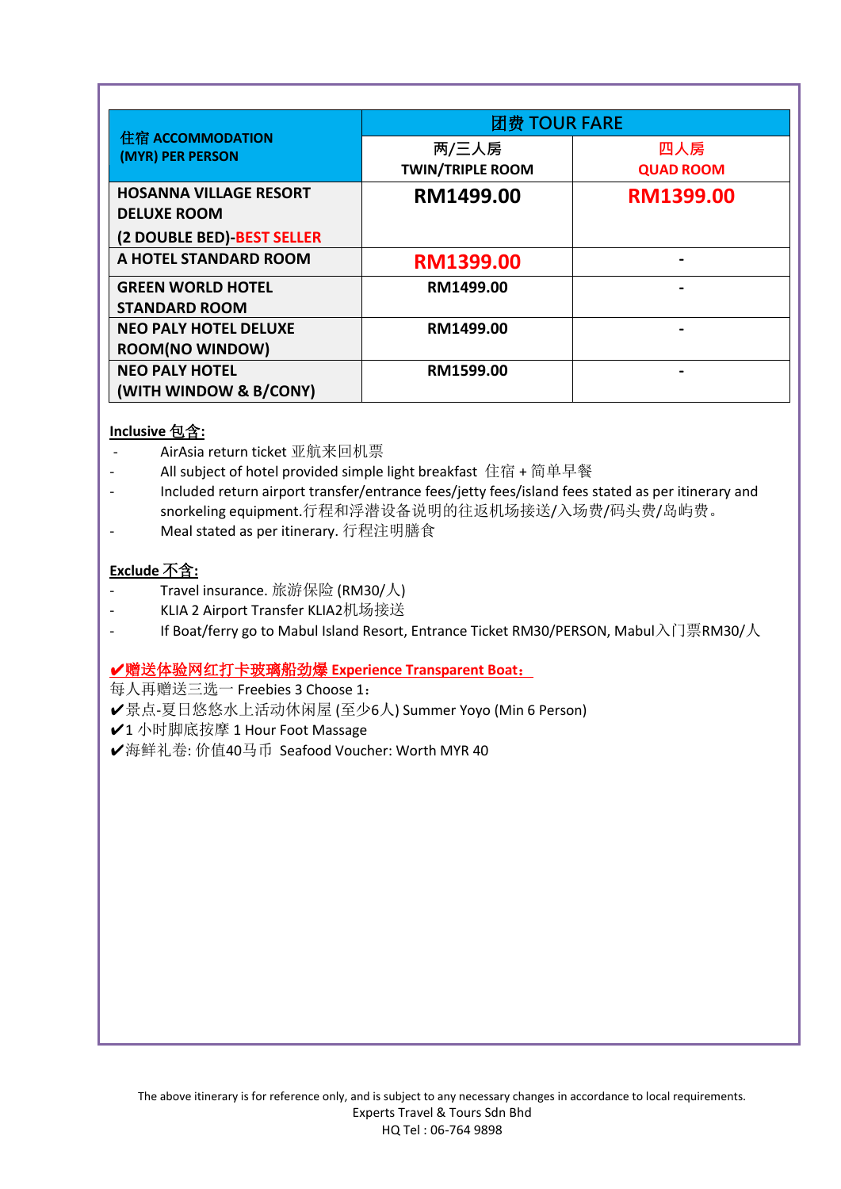| 住宿 ACCOMMODATION (MYR) PER PERSON | 团费 TOUR FARE | |
|---|---|---|
| | 两/三人房 TWIN/TRIPLE ROOM | 四人房 QUAD ROOM |
| HOSANNA VILLAGE RESORT DELUXE ROOM (2 DOUBLE BED)-BEST SELLER | RM1499.00 | RM1399.00 |
| A HOTEL STANDARD ROOM | RM1399.00 | - |
| GREEN WORLD HOTEL STANDARD ROOM | RM1499.00 | - |
| NEO PALY HOTEL DELUXE ROOM(NO WINDOW) | RM1499.00 | - |
| NEO PALY HOTEL (WITH WINDOW & B/CONY) | RM1599.00 | - |

**Inclusive 包含:**

- AirAsia return ticket 亚航来回机票
- All subject of hotel provided simple light breakfast 住宿 + 简单早餐
- Included return airport transfer/entrance fees/jetty fees/island fees stated as per itinerary and snorkeling equipment.行程和浮潜设备说明的往返机场接送/入场费/码头费/岛屿费。
- Meal stated as per itinerary. 行程注明膳食

**Exclude 不含:**

- Travel insurance. 旅游保险 (RM30/人)
- KLIA 2 Airport Transfer KLIA2机场接送
- If Boat/ferry go to Mabul Island Resort, Entrance Ticket RM30/PERSON, Mabul入门票RM30/人

**✔赠送体验网红打卡玻璃船劲爆 Experience Transparent Boat:**

每人再赠送三选一 Freebies 3 Choose 1:

✔景点-夏日悠悠水上活动休闲屋 (至少6人) Summer Yoyo (Min 6 Person)

✔1 小时脚底按摩 1 Hour Foot Massage

✔海鲜礼卷: 价值40马币 Seafood Voucher: Worth MYR 40

The above itinerary is for reference only, and is subject to any necessary changes in accordance to local requirements.

Experts Travel & Tours Sdn Bhd

HQ Tel : 06-764 9898